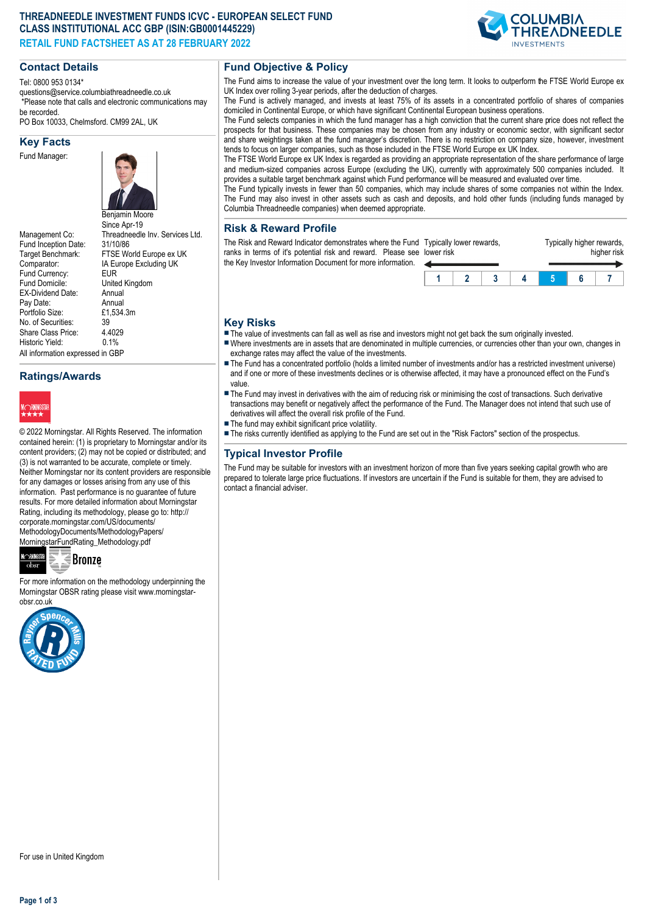# THREADNEEDLE INVESTMENT FUNDS ICVC - EUROPEAN SELECT FUND CLASS INSTITUTIONAL ACC GBP (ISIN:GB0001445229)

## RETAIL FUND FACTSHEET AS AT 28 FEBRUARY 2022

## Contact Details

Tel: 0800 953 0134*
questions@service.columbiathreadneedle.co.uk
*Please note that calls and electronic communications may be recorded.
PO Box 10033, Chelmsford. CM99 2AL, UK

## Key Facts

| | |
|---|---|
| Fund Manager: | Benjamin Moore<br>Since Apr-19 |
| Management Co: | Threadneedle Inv. Services Ltd. |
| Fund Inception Date: | 31/10/86 |
| Target Benchmark: | FTSE World Europe ex UK |
| Comparator: | IA Europe Excluding UK |
| Fund Currency: | EUR |
| Fund Domicile: | United Kingdom |
| EX-Dividend Date: | Annual |
| Pay Date: | Annual |
| Portfolio Size: | £1,534.3m |
| No. of Securities: | 39 |
| Share Class Price: | 4.4029 |
| Historic Yield: | 0.1% |

All information expressed in GBP

## Ratings/Awards

© 2022 Morningstar. All Rights Reserved. The information contained herein: (1) is proprietary to Morningstar and/or its content providers; (2) may not be copied or distributed; and (3) is not warranted to be accurate, complete or timely. Neither Morningstar nor its content providers are responsible for any damages or losses arising from any use of this information. Past performance is no guarantee of future results. For more detailed information about Morningstar Rating, including its methodology, please go to: http://corporate.morningstar.com/US/documents/MethodologyDocuments/MethodologyPapers/MorningstarFundRating_Methodology.pdf

Bronze

For more information on the methodology underpinning the Morningstar OBSR rating please visit www.morningstar-obsr.co.uk

For use in United Kingdom

## Fund Objective & Policy

The Fund aims to increase the value of your investment over the long term. It looks to outperform the FTSE World Europe ex UK Index over rolling 3-year periods, after the deduction of charges.

The Fund is actively managed, and invests at least 75% of its assets in a concentrated portfolio of shares of companies domiciled in Continental Europe, or which have significant Continental European business operations.

The Fund selects companies in which the fund manager has a high conviction that the current share price does not reflect the prospects for that business. These companies may be chosen from any industry or economic sector, with significant sector and share weightings taken at the fund manager's discretion. There is no restriction on company size, however, investment tends to focus on larger companies, such as those included in the FTSE World Europe ex UK Index.

The FTSE World Europe ex UK Index is regarded as providing an appropriate representation of the share performance of large and medium-sized companies across Europe (excluding the UK), currently with approximately 500 companies included. It provides a suitable target benchmark against which Fund performance will be measured and evaluated over time.

The Fund typically invests in fewer than 50 companies, which may include shares of some companies not within the Index. The Fund may also invest in other assets such as cash and deposits, and hold other funds (including funds managed by Columbia Threadneedle companies) when deemed appropriate.

## Risk & Reward Profile

The Risk and Reward Indicator demonstrates where the Fund ranks in terms of it's potential risk and reward. Please see the Key Investor Information Document for more information.

Typically lower rewards, lower risk — Typically higher rewards, higher risk

| 1 | 2 | 3 | 4 | **5** | 6 | 7 |
|---|---|---|---|---|---|---|

## Key Risks

- The value of investments can fall as well as rise and investors might not get back the sum originally invested.
- Where investments are in assets that are denominated in multiple currencies, or currencies other than your own, changes in exchange rates may affect the value of the investments.
- The Fund has a concentrated portfolio (holds a limited number of investments and/or has a restricted investment universe) and if one or more of these investments declines or is otherwise affected, it may have a pronounced effect on the Fund's value.
- The Fund may invest in derivatives with the aim of reducing risk or minimising the cost of transactions. Such derivative transactions may benefit or negatively affect the performance of the Fund. The Manager does not intend that such use of derivatives will affect the overall risk profile of the Fund.
- The fund may exhibit significant price volatility.
- The risks currently identified as applying to the Fund are set out in the "Risk Factors" section of the prospectus.

## Typical Investor Profile

The Fund may be suitable for investors with an investment horizon of more than five years seeking capital growth who are prepared to tolerate large price fluctuations. If investors are uncertain if the Fund is suitable for them, they are advised to contact a financial adviser.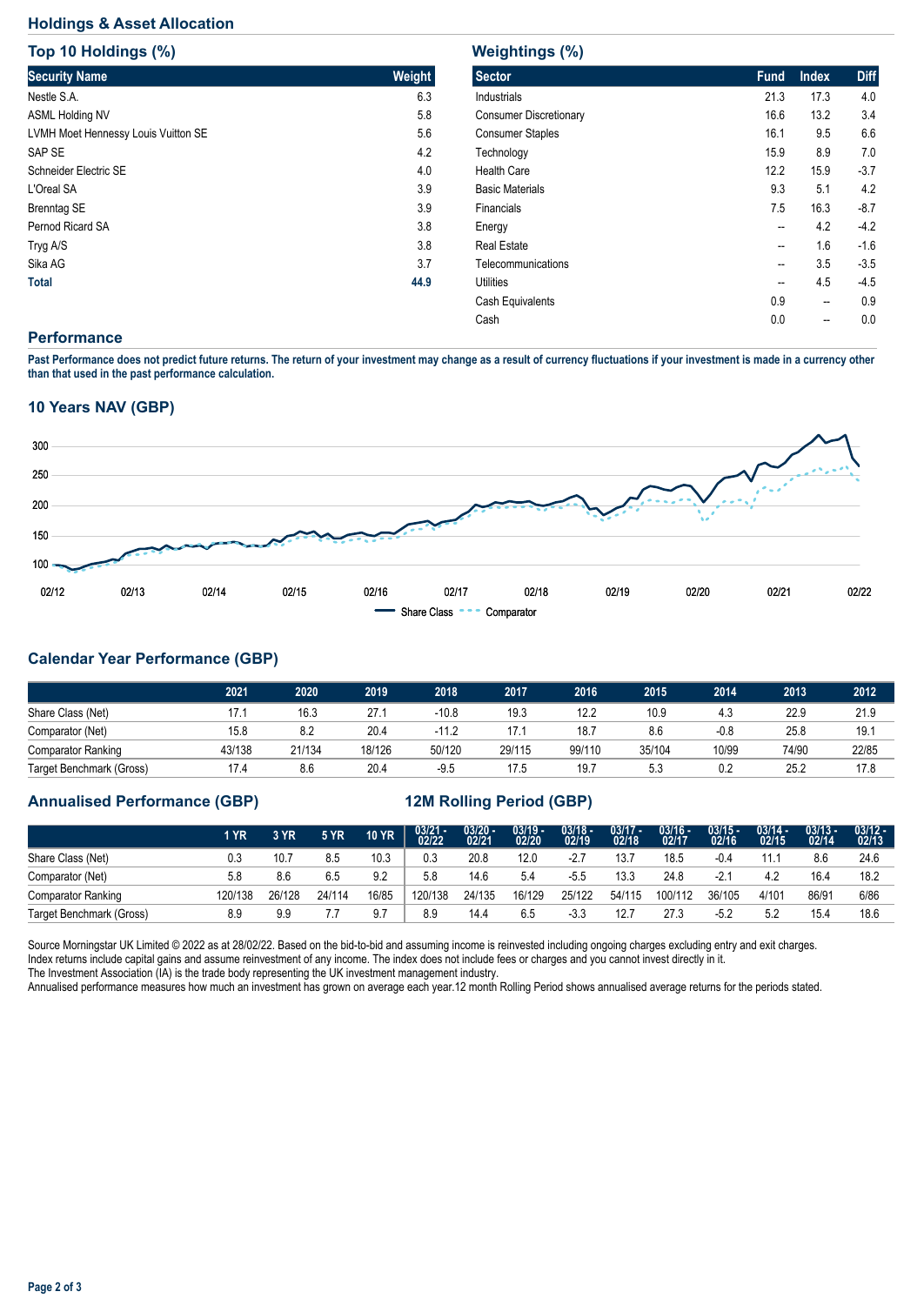## Holdings & Asset Allocation

### Top 10 Holdings (%)

| Security Name | Weight |
|---|---|
| Nestle S.A. | 6.3 |
| ASML Holding NV | 5.8 |
| LVMH Moet Hennessy Louis Vuitton SE | 5.6 |
| SAP SE | 4.2 |
| Schneider Electric SE | 4.0 |
| L'Oreal SA | 3.9 |
| Brenntag SE | 3.9 |
| Pernod Ricard SA | 3.8 |
| Tryg A/S | 3.8 |
| Sika AG | 3.7 |
| **Total** | **44.9** |

### Weightings (%)

| Sector | Fund | Index | Diff |
|---|---|---|---|
| Industrials | 21.3 | 17.3 | 4.0 |
| Consumer Discretionary | 16.6 | 13.2 | 3.4 |
| Consumer Staples | 16.1 | 9.5 | 6.6 |
| Technology | 15.9 | 8.9 | 7.0 |
| Health Care | 12.2 | 15.9 | -3.7 |
| Basic Materials | 9.3 | 5.1 | 4.2 |
| Financials | 7.5 | 16.3 | -8.7 |
| Energy | -- | 4.2 | -4.2 |
| Real Estate | -- | 1.6 | -1.6 |
| Telecommunications | -- | 3.5 | -3.5 |
| Utilities | -- | 4.5 | -4.5 |
| Cash Equivalents | 0.9 | -- | 0.9 |
| Cash | 0.0 | -- | 0.0 |

## Performance

**Past Performance does not predict future returns. The return of your investment may change as a result of currency fluctuations if your investment is made in a currency other than that used in the past performance calculation.**

### 10 Years NAV (GBP)

### Calendar Year Performance (GBP)

| | 2021 | 2020 | 2019 | 2018 | 2017 | 2016 | 2015 | 2014 | 2013 | 2012 |
|---|---|---|---|---|---|---|---|---|---|---|
| Share Class (Net) | 17.1 | 16.3 | 27.1 | -10.8 | 19.3 | 12.2 | 10.9 | 4.3 | 22.9 | 21.9 |
| Comparator (Net) | 15.8 | 8.2 | 20.4 | -11.2 | 17.1 | 18.7 | 8.6 | -0.8 | 25.8 | 19.1 |
| Comparator Ranking | 43/138 | 21/134 | 18/126 | 50/120 | 29/115 | 99/110 | 35/104 | 10/99 | 74/90 | 22/85 |
| Target Benchmark (Gross) | 17.4 | 8.6 | 20.4 | -9.5 | 17.5 | 19.7 | 5.3 | 0.2 | 25.2 | 17.8 |

### Annualised Performance (GBP) / 12M Rolling Period (GBP)

| | 1 YR | 3 YR | 5 YR | 10 YR | 03/21 - 02/22 | 03/20 - 02/21 | 03/19 - 02/20 | 03/18 - 02/19 | 03/17 - 02/18 | 03/16 - 02/17 | 03/15 - 02/16 | 03/14 - 02/15 | 03/13 - 02/14 | 03/12 - 02/13 |
|---|---|---|---|---|---|---|---|---|---|---|---|---|---|---|
| Share Class (Net) | 0.3 | 10.7 | 8.5 | 10.3 | 0.3 | 20.8 | 12.0 | -2.7 | 13.7 | 18.5 | -0.4 | 11.1 | 8.6 | 24.6 |
| Comparator (Net) | 5.8 | 8.6 | 6.5 | 9.2 | 5.8 | 14.6 | 5.4 | -5.5 | 13.3 | 24.8 | -2.1 | 4.2 | 16.4 | 18.2 |
| Comparator Ranking | 120/138 | 26/128 | 24/114 | 16/85 | 120/138 | 24/135 | 16/129 | 25/122 | 54/115 | 100/112 | 36/105 | 4/101 | 86/91 | 6/86 |
| Target Benchmark (Gross) | 8.9 | 9.9 | 7.7 | 9.7 | 8.9 | 14.4 | 6.5 | -3.3 | 12.7 | 27.3 | -5.2 | 5.2 | 15.4 | 18.6 |

Source Morningstar UK Limited © 2022 as at 28/02/22. Based on the bid-to-bid and assuming income is reinvested including ongoing charges excluding entry and exit charges.
Index returns include capital gains and assume reinvestment of any income. The index does not include fees or charges and you cannot invest directly in it.
The Investment Association (IA) is the trade body representing the UK investment management industry.
Annualised performance measures how much an investment has grown on average each year.12 month Rolling Period shows annualised average returns for the periods stated.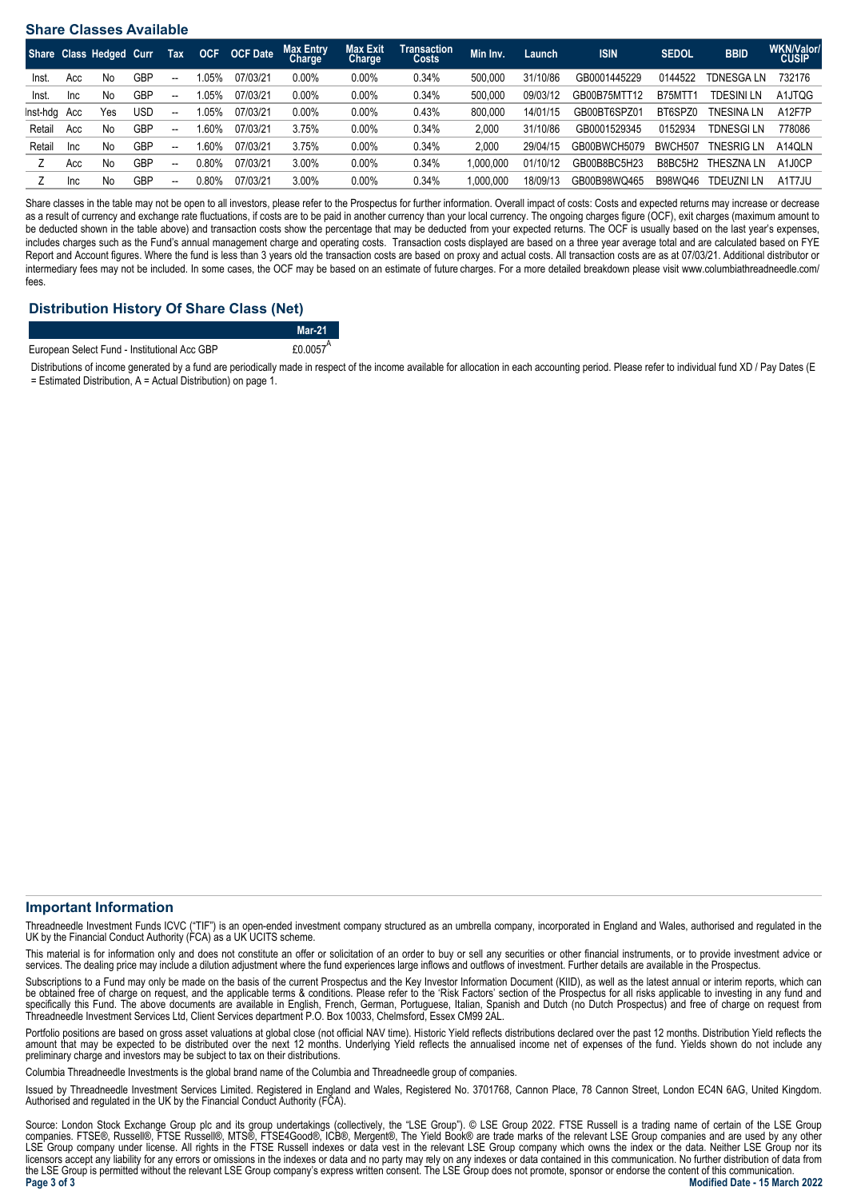## Share Classes Available

| Share | Class | Hedged | Curr | Tax | OCF | OCF Date | Max Entry Charge | Max Exit Charge | Transaction Costs | Min Inv. | Launch | ISIN | SEDOL | BBID | WKN/Valor/CUSIP |
|---|---|---|---|---|---|---|---|---|---|---|---|---|---|---|---|
| Inst. | Acc | No | GBP | -- | 1.05% | 07/03/21 | 0.00% | 0.00% | 0.34% | 500,000 | 31/10/86 | GB0001445229 | 0144522 | TDNESGA LN | 732176 |
| Inst. | Inc | No | GBP | -- | 1.05% | 07/03/21 | 0.00% | 0.00% | 0.34% | 500,000 | 09/03/12 | GB00B75MTT12 | B75MTT1 | TDESINI LN | A1JTQG |
| Inst-hdg | Acc | Yes | USD | -- | 1.05% | 07/03/21 | 0.00% | 0.00% | 0.43% | 800,000 | 14/01/15 | GB00BT6SPZ01 | BT6SPZ0 | TNESINA LN | A12F7P |
| Retail | Acc | No | GBP | -- | 1.60% | 07/03/21 | 3.75% | 0.00% | 0.34% | 2,000 | 31/10/86 | GB0001529345 | 0152934 | TDNESGI LN | 778086 |
| Retail | Inc | No | GBP | -- | 1.60% | 07/03/21 | 3.75% | 0.00% | 0.34% | 2,000 | 29/04/15 | GB00BWCH5079 | BWCH507 | TNESRIG LN | A14QLN |
| Z | Acc | No | GBP | -- | 0.80% | 07/03/21 | 3.00% | 0.00% | 0.34% | 1,000,000 | 01/10/12 | GB00B8BC5H23 | B8BC5H2 | THESZNA LN | A1J0CP |
| Z | Inc | No | GBP | -- | 0.80% | 07/03/21 | 3.00% | 0.00% | 0.34% | 1,000,000 | 18/09/13 | GB00B98WQ465 | B98WQ46 | TDEUZNI LN | A1T7JU |

Share classes in the table may not be open to all investors, please refer to the Prospectus for further information. Overall impact of costs: Costs and expected returns may increase or decrease as a result of currency and exchange rate fluctuations, if costs are to be paid in another currency than your local currency. The ongoing charges figure (OCF), exit charges (maximum amount to be deducted shown in the table above) and transaction costs show the percentage that may be deducted from your expected returns. The OCF is usually based on the last year's expenses, includes charges such as the Fund's annual management charge and operating costs. Transaction costs displayed are based on a three year average total and are calculated based on FYE Report and Account figures. Where the fund is less than 3 years old the transaction costs are based on proxy and actual costs. All transaction costs are as at 07/03/21. Additional distributor or intermediary fees may not be included. In some cases, the OCF may be based on an estimate of future charges. For a more detailed breakdown please visit www.columbiathreadneedle.com/fees.

## Distribution History Of Share Class (Net)

| | Mar-21 |
|---|---|
| European Select Fund - Institutional Acc GBP | £0.0057[A] |

Distributions of income generated by a fund are periodically made in respect of the income available for allocation in each accounting period. Please refer to individual fund XD / Pay Dates (E = Estimated Distribution, A = Actual Distribution) on page 1.

## Important Information

Threadneedle Investment Funds ICVC ("TIF") is an open-ended investment company structured as an umbrella company, incorporated in England and Wales, authorised and regulated in the UK by the Financial Conduct Authority (FCA) as a UK UCITS scheme.

This material is for information only and does not constitute an offer or solicitation of an order to buy or sell any securities or other financial instruments, or to provide investment advice or services. The dealing price may include a dilution adjustment where the fund experiences large inflows and outflows of investment. Further details are available in the Prospectus.

Subscriptions to a Fund may only be made on the basis of the current Prospectus and the Key Investor Information Document (KIID), as well as the latest annual or interim reports, which can be obtained free of charge on request, and the applicable terms & conditions. Please refer to the 'Risk Factors' section of the Prospectus for all risks applicable to investing in any fund and specifically this Fund. The above documents are available in English, French, German, Portuguese, Italian, Spanish and Dutch (no Dutch Prospectus) and free of charge on request from Threadneedle Investment Services Ltd, Client Services department P.O. Box 10033, Chelmsford, Essex CM99 2AL.

Portfolio positions are based on gross asset valuations at global close (not official NAV time). Historic Yield reflects distributions declared over the past 12 months. Distribution Yield reflects the amount that may be expected to be distributed over the next 12 months. Underlying Yield reflects the annualised income net of expenses of the fund. Yields shown do not include any preliminary charge and investors may be subject to tax on their distributions.

Columbia Threadneedle Investments is the global brand name of the Columbia and Threadneedle group of companies.

Issued by Threadneedle Investment Services Limited. Registered in England and Wales, Registered No. 3701768, Cannon Place, 78 Cannon Street, London EC4N 6AG, United Kingdom. Authorised and regulated in the UK by the Financial Conduct Authority (FCA).

Source: London Stock Exchange Group plc and its group undertakings (collectively, the "LSE Group"). © LSE Group 2022. FTSE Russell is a trading name of certain of the LSE Group companies. FTSE®, Russell®, FTSE Russell®, MTS®, FTSE4Good®, ICB®, Mergent®, The Yield Book® are trade marks of the relevant LSE Group companies and are used by any other LSE Group company under license. All rights in the FTSE Russell indexes or data vest in the relevant LSE Group company which owns the index or the data. Neither LSE Group nor its licensors accept any liability for any errors or omissions in the indexes or data and no party may rely on any indexes or data contained in this communication. No further distribution of data from the LSE Group is permitted without the relevant LSE Group company's express written consent. The LSE Group does not promote, sponsor or endorse the content of this communication.

Modified Date - 15 March 2022